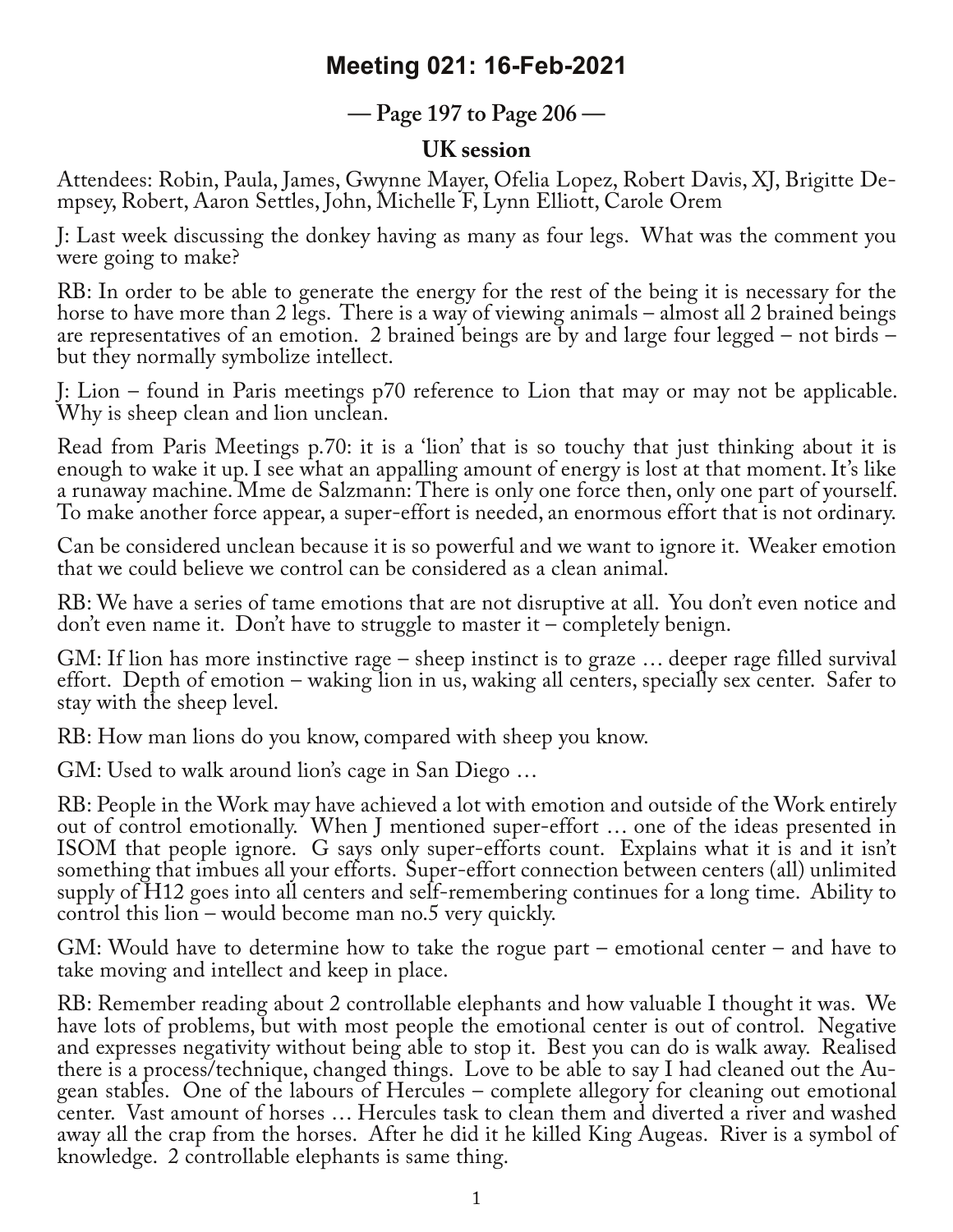# Meeting 021: 16-Feb-2021

## — Page 197 to Page 206 —

### UK session

Attendees: Robin, Paula, James, Gwynne Mayer, Ofelia Lopez, Robert Davis, XJ, Brigitte Dempsey, Robert, Aaron Settles, John, Michelle F, Lynn Elliott, Carole Orem

J: Last week discussing the donkey having as many as four legs. What was the comment you were going to make?

RB: In order to be able to generate the energy for the rest of the being it is necessary for the horse to have more than 2 legs. There is a way of viewing animals – almost all 2 brained beings are representatives of an emotion. 2 brained beings are by and large four legged – not birds – but they normally symbolize intellect.

J: Lion – found in Paris meetings p70 reference to Lion that may or may not be applicable. Why is sheep clean and lion unclean.

Read from Paris Meetings p.70: it is a 'lion' that is so touchy that just thinking about it is enough to wake it up. I see what an appalling amount of energy is lost at that moment. It's like a runaway machine. Mme de Salzmann: There is only one force then, only one part of yourself. To make another force appear, a super-effort is needed, an enormous effort that is not ordinary.

Can be considered unclean because it is so powerful and we want to ignore it. Weaker emotion that we could believe we control can be considered as a clean animal.

RB: We have a series of tame emotions that are not disruptive at all. You don't even notice and don't even name it. Don't have to struggle to master it – completely benign.

GM: If lion has more instinctive rage – sheep instinct is to graze … deeper rage filled survival effort. Depth of emotion – waking lion in us, waking all centers, specially sex center. Safer to stay with the sheep level.

RB: How man lions do you know, compared with sheep you know.

GM: Used to walk around lion's cage in San Diego …

RB: People in the Work may have achieved a lot with emotion and outside of the Work entirely out of control emotionally. When J mentioned super-effort … one of the ideas presented in ISOM that people ignore. G says only super-efforts count. Explains what it is and it isn't something that imbues all your efforts. Super-effort connection between centers (all) unlimited supply of H12 goes into all centers and self-remembering continues for a long time. Ability to control this lion – would become man no.5 very quickly.

GM: Would have to determine how to take the rogue part – emotional center – and have to take moving and intellect and keep in place.

RB: Remember reading about 2 controllable elephants and how valuable I thought it was. We have lots of problems, but with most people the emotional center is out of control. Negative and expresses negativity without being able to stop it. Best you can do is walk away. Realised there is a process/technique, changed things. Love to be able to say I had cleaned out the Augean stables. One of the labours of Hercules – complete allegory for cleaning out emotional center. Vast amount of horses … Hercules task to clean them and diverted a river and washed away all the crap from the horses. After he did it he killed King Augeas. River is a symbol of knowledge. 2 controllable elephants is same thing.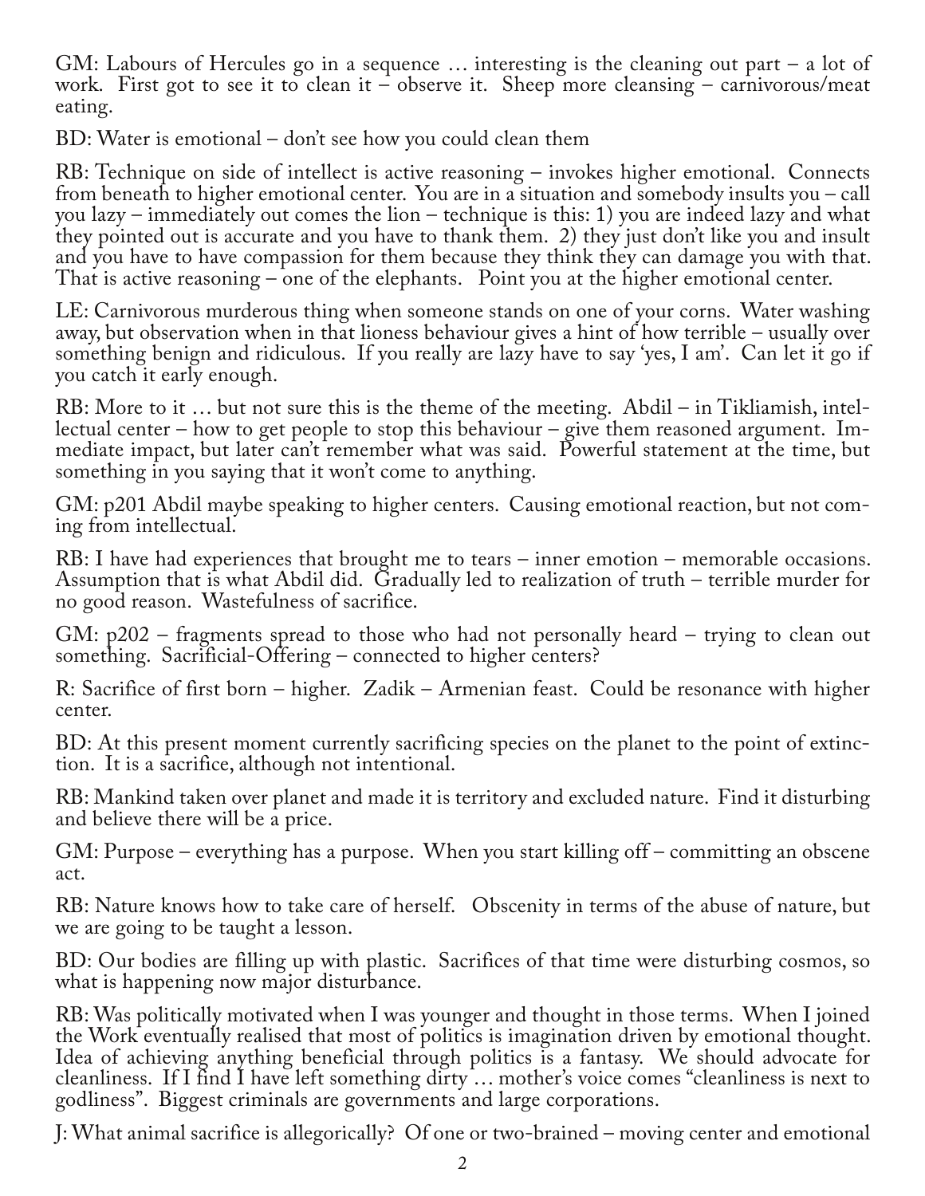GM: Labours of Hercules go in a sequence … interesting is the cleaning out part – a lot of work. First got to see it to clean it – observe it. Sheep more cleansing – carnivorous/meat eating.

BD: Water is emotional – don't see how you could clean them

RB: Technique on side of intellect is active reasoning – invokes higher emotional. Connects from beneath to higher emotional center. You are in a situation and somebody insults you – call you lazy – immediately out comes the lion – technique is this: 1) you are indeed lazy and what they pointed out is accurate and you have to thank them. 2) they just don't like you and insult and you have to have compassion for them because they think they can damage you with that. That is active reasoning – one of the elephants. Point you at the higher emotional center.

LE: Carnivorous murderous thing when someone stands on one of your corns. Water washing away, but observation when in that lioness behaviour gives a hint of how terrible – usually over something benign and ridiculous. If you really are lazy have to say 'yes, I am'. Can let it go if you catch it early enough.

RB: More to it … but not sure this is the theme of the meeting. Abdil – in Tikliamish, intellectual center – how to get people to stop this behaviour – give them reasoned argument. Immediate impact, but later can't remember what was said. Powerful statement at the time, but something in you saying that it won't come to anything.

GM: p201 Abdil maybe speaking to higher centers. Causing emotional reaction, but not coming from intellectual.

RB: I have had experiences that brought me to tears – inner emotion – memorable occasions. Assumption that is what Abdil did. Gradually led to realization of truth – terrible murder for no good reason. Wastefulness of sacrifice.

GM: p202 – fragments spread to those who had not personally heard – trying to clean out something. Sacrificial-Offering – connected to higher centers?

R: Sacrifice of first born – higher. Zadik – Armenian feast. Could be resonance with higher center.

BD: At this present moment currently sacrificing species on the planet to the point of extinction. It is a sacrifice, although not intentional.

RB: Mankind taken over planet and made it is territory and excluded nature. Find it disturbing and believe there will be a price.

GM: Purpose – everything has a purpose. When you start killing off – committing an obscene act.

RB: Nature knows how to take care of herself. Obscenity in terms of the abuse of nature, but we are going to be taught a lesson.

BD: Our bodies are filling up with plastic. Sacrifices of that time were disturbing cosmos, so what is happening now major disturbance.

RB: Was politically motivated when I was younger and thought in those terms. When I joined the Work eventually realised that most of politics is imagination driven by emotional thought. Idea of achieving anything beneficial through politics is a fantasy. We should advocate for cleanliness. If I find I have left something dirty … mother's voice comes "cleanliness is next to godliness". Biggest criminals are governments and large corporations.

J: What animal sacrifice is allegorically? Of one or two-brained – moving center and emotional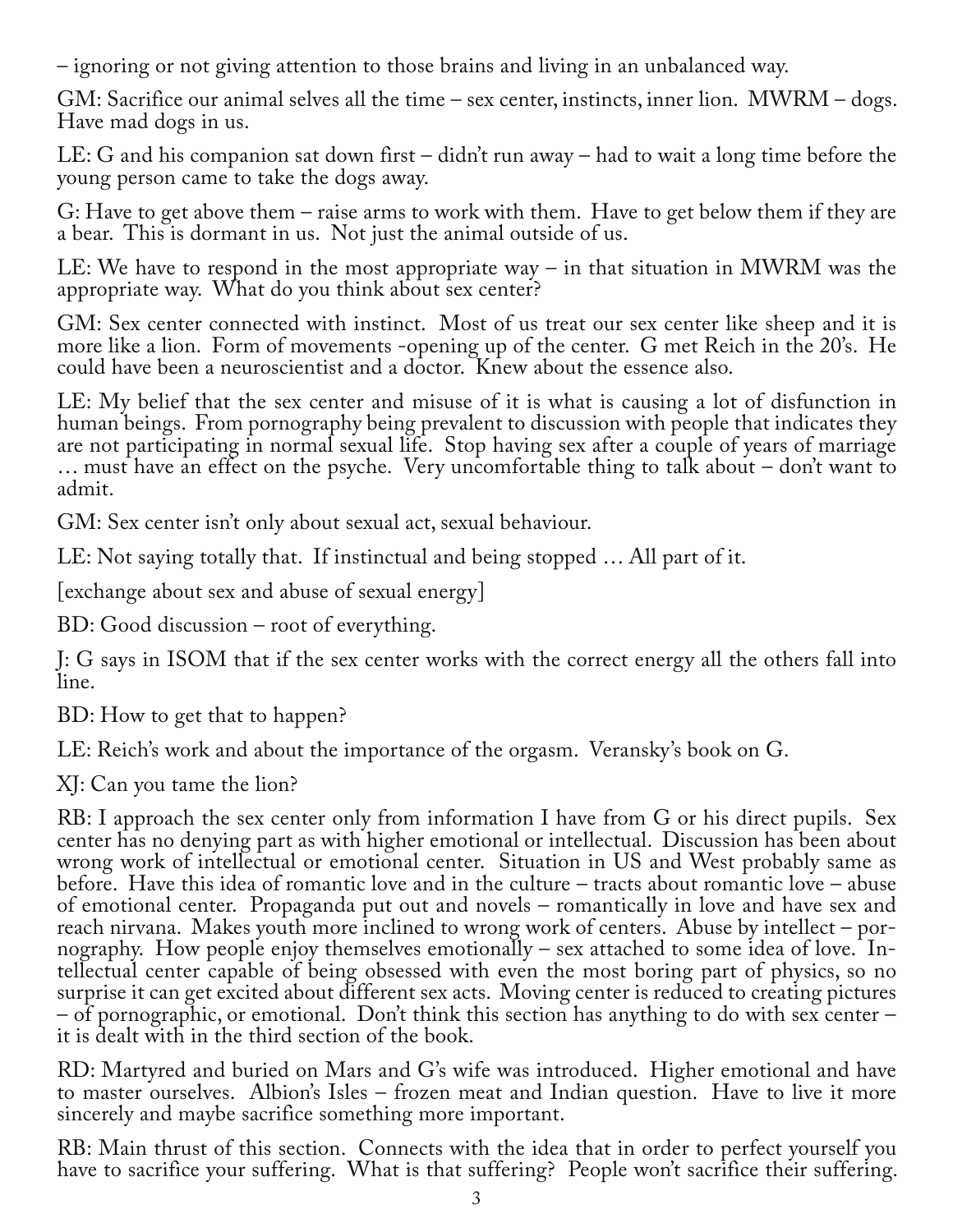– ignoring or not giving attention to those brains and living in an unbalanced way.

GM: Sacrifice our animal selves all the time – sex center, instincts, inner lion. MWRM – dogs. Have mad dogs in us.

LE: G and his companion sat down first – didn't run away – had to wait a long time before the young person came to take the dogs away.

G: Have to get above them – raise arms to work with them. Have to get below them if they are a bear. This is dormant in us. Not just the animal outside of us.

LE: We have to respond in the most appropriate way – in that situation in MWRM was the appropriate way. What do you think about sex center?

GM: Sex center connected with instinct. Most of us treat our sex center like sheep and it is more like a lion. Form of movements -opening up of the center. G met Reich in the 20's. He could have been a neuroscientist and a doctor. Knew about the essence also.

LE: My belief that the sex center and misuse of it is what is causing a lot of disfunction in human beings. From pornography being prevalent to discussion with people that indicates they are not participating in normal sexual life. Stop having sex after a couple of years of marriage … must have an effect on the psyche. Very uncomfortable thing to talk about – don't want to admit.

GM: Sex center isn't only about sexual act, sexual behaviour.

LE: Not saying totally that. If instinctual and being stopped … All part of it.

[exchange about sex and abuse of sexual energy]

BD: Good discussion – root of everything.

J: G says in ISOM that if the sex center works with the correct energy all the others fall into line.

BD: How to get that to happen?

LE: Reich's work and about the importance of the orgasm. Veransky's book on G.

XJ: Can you tame the lion?

RB: I approach the sex center only from information I have from G or his direct pupils. Sex center has no denying part as with higher emotional or intellectual. Discussion has been about wrong work of intellectual or emotional center. Situation in US and West probably same as before. Have this idea of romantic love and in the culture – tracts about romantic love – abuse of emotional center. Propaganda put out and novels – romantically in love and have sex and reach nirvana. Makes youth more inclined to wrong work of centers. Abuse by intellect – pornography. How people enjoy themselves emotionally – sex attached to some idea of love. Intellectual center capable of being obsessed with even the most boring part of physics, so no surprise it can get excited about different sex acts. Moving center is reduced to creating pictures – of pornographic, or emotional. Don't think this section has anything to do with sex center – it is dealt with in the third section of the book.

RD: Martyred and buried on Mars and G's wife was introduced. Higher emotional and have to master ourselves. Albion's Isles – frozen meat and Indian question. Have to live it more sincerely and maybe sacrifice something more important.

RB: Main thrust of this section. Connects with the idea that in order to perfect yourself you have to sacrifice your suffering. What is that suffering? People won't sacrifice their suffering.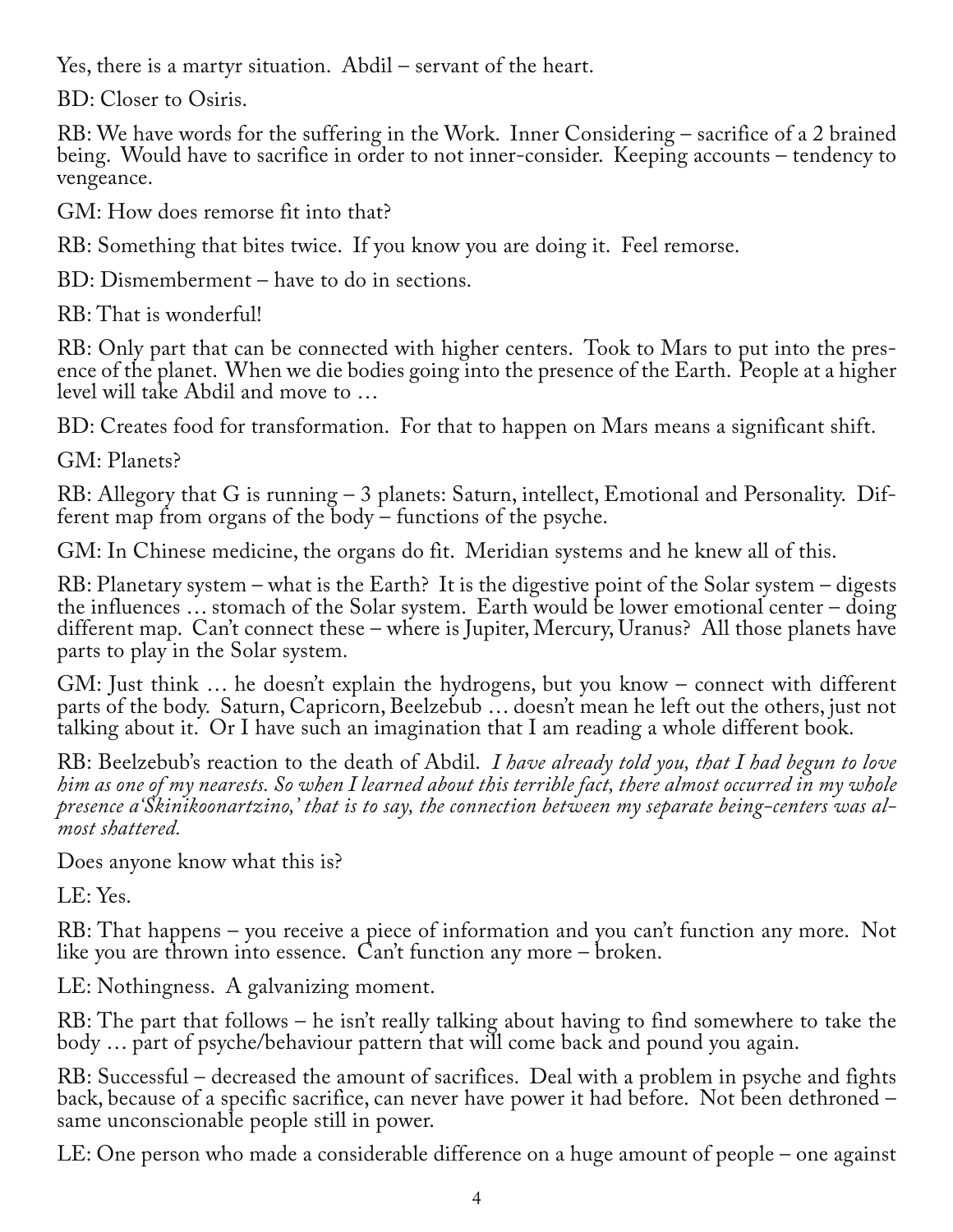Yes, there is a martyr situation. Abdil – servant of the heart.

BD: Closer to Osiris.

RB: We have words for the suffering in the Work. Inner Considering – sacrifice of a 2 brained being. Would have to sacrifice in order to not inner-consider. Keeping accounts – tendency to vengeance.

GM: How does remorse fit into that?

RB: Something that bites twice. If you know you are doing it. Feel remorse.

BD: Dismemberment – have to do in sections.

RB: That is wonderful!

RB: Only part that can be connected with higher centers. Took to Mars to put into the presence of the planet. When we die bodies going into the presence of the Earth. People at a higher level will take Abdil and move to …

BD: Creates food for transformation. For that to happen on Mars means a significant shift.

GM: Planets?

RB: Allegory that G is running – 3 planets: Saturn, intellect, Emotional and Personality. Different map from organs of the body – functions of the psyche.

GM: In Chinese medicine, the organs do fit. Meridian systems and he knew all of this.

RB: Planetary system – what is the Earth? It is the digestive point of the Solar system – digests the influences … stomach of the Solar system. Earth would be lower emotional center – doing different map. Can't connect these – where is Jupiter, Mercury, Uranus? All those planets have parts to play in the Solar system.

GM: Just think … he doesn't explain the hydrogens, but you know – connect with different parts of the body. Saturn, Capricorn, Beelzebub … doesn't mean he left out the others, just not talking about it. Or I have such an imagination that I am reading a whole different book.

RB: Beelzebub's reaction to the death of Abdil. *I have already told you, that I had begun to love him as one of my nearests. So when I learned about this terrible fact, there almost occurred in my whole presence a 'Skinikoonartzino,' that is to say, the connection between my separate being-centers was almost shattered.*

Does anyone know what this is?

LE: Yes.

RB: That happens – you receive a piece of information and you can't function any more. Not like you are thrown into essence. Can't function any more – broken.

LE: Nothingness. A galvanizing moment.

RB: The part that follows – he isn't really talking about having to find somewhere to take the body … part of psyche/behaviour pattern that will come back and pound you again.

RB: Successful – decreased the amount of sacrifices. Deal with a problem in psyche and fights back, because of a specific sacrifice, can never have power it had before. Not been dethroned – same unconscionable people still in power.

LE: One person who made a considerable difference on a huge amount of people – one against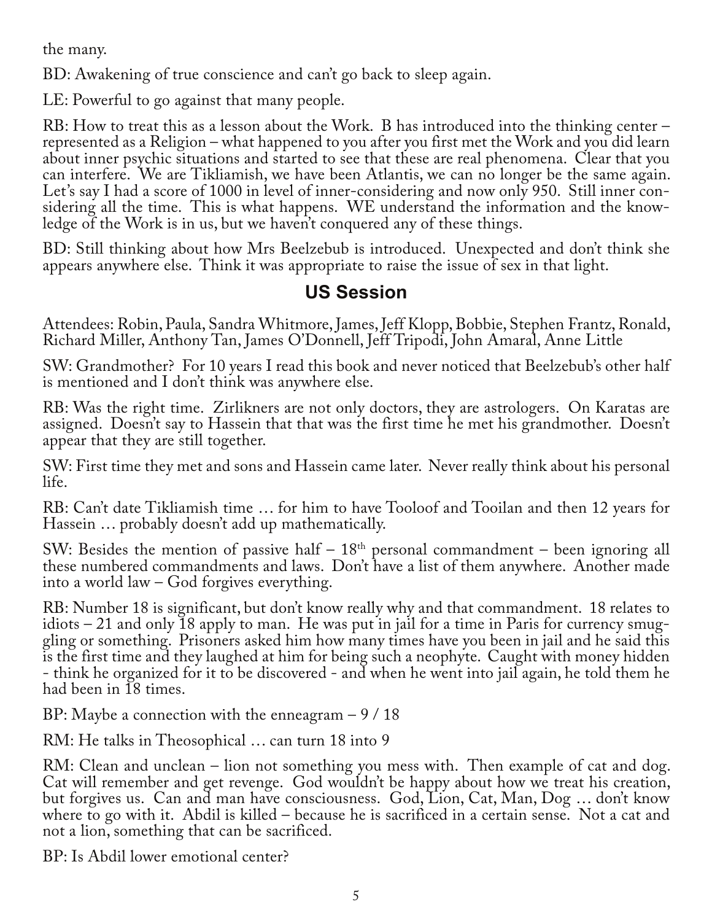the many.

BD: Awakening of true conscience and can't go back to sleep again.

LE: Powerful to go against that many people.

RB: How to treat this as a lesson about the Work. B has introduced into the thinking center – represented as a Religion – what happened to you after you first met the Work and you did learn about inner psychic situations and started to see that these are real phenomena. Clear that you can interfere. We are Tikliamish, we have been Atlantis, we can no longer be the same again. Let's say I had a score of 1000 in level of inner-considering and now only 950. Still inner considering all the time. This is what happens. WE understand the information and the knowledge of the Work is in us, but we haven't conquered any of these things.

BD: Still thinking about how Mrs Beelzebub is introduced. Unexpected and don't think she appears anywhere else. Think it was appropriate to raise the issue of sex in that light.

## US Session

Attendees: Robin, Paula, Sandra Whitmore, James, Jeff Klopp, Bobbie, Stephen Frantz, Ronald, Richard Miller, Anthony Tan, James O'Donnell, Jeff Tripodi, John Amaral, Anne Little

SW: Grandmother? For 10 years I read this book and never noticed that Beelzebub's other half is mentioned and I don't think was anywhere else.

RB: Was the right time. Zirlikners are not only doctors, they are astrologers. On Karatas are assigned. Doesn't say to Hassein that that was the first time he met his grandmother. Doesn't appear that they are still together.

SW: First time they met and sons and Hassein came later. Never really think about his personal life.

RB: Can't date Tikliamish time … for him to have Tooloof and Tooilan and then 12 years for Hassein … probably doesn't add up mathematically.

SW: Besides the mention of passive half – 18th personal commandment – been ignoring all these numbered commandments and laws. Don't have a list of them anywhere. Another made into a world law – God forgives everything.

RB: Number 18 is significant, but don't know really why and that commandment. 18 relates to idiots – 21 and only 18 apply to man. He was put in jail for a time in Paris for currency smuggling or something. Prisoners asked him how many times have you been in jail and he said this is the first time and they laughed at him for being such a neophyte. Caught with money hidden - think he organized for it to be discovered - and when he went into jail again, he told them he had been in 18 times.

BP: Maybe a connection with the enneagram – 9 / 18

RM: He talks in Theosophical … can turn 18 into 9

RM: Clean and unclean – lion not something you mess with. Then example of cat and dog. Cat will remember and get revenge. God wouldn't be happy about how we treat his creation, but forgives us. Can and man have consciousness. God, Lion, Cat, Man, Dog … don't know where to go with it. Abdil is killed – because he is sacrificed in a certain sense. Not a cat and not a lion, something that can be sacrificed.

BP: Is Abdil lower emotional center?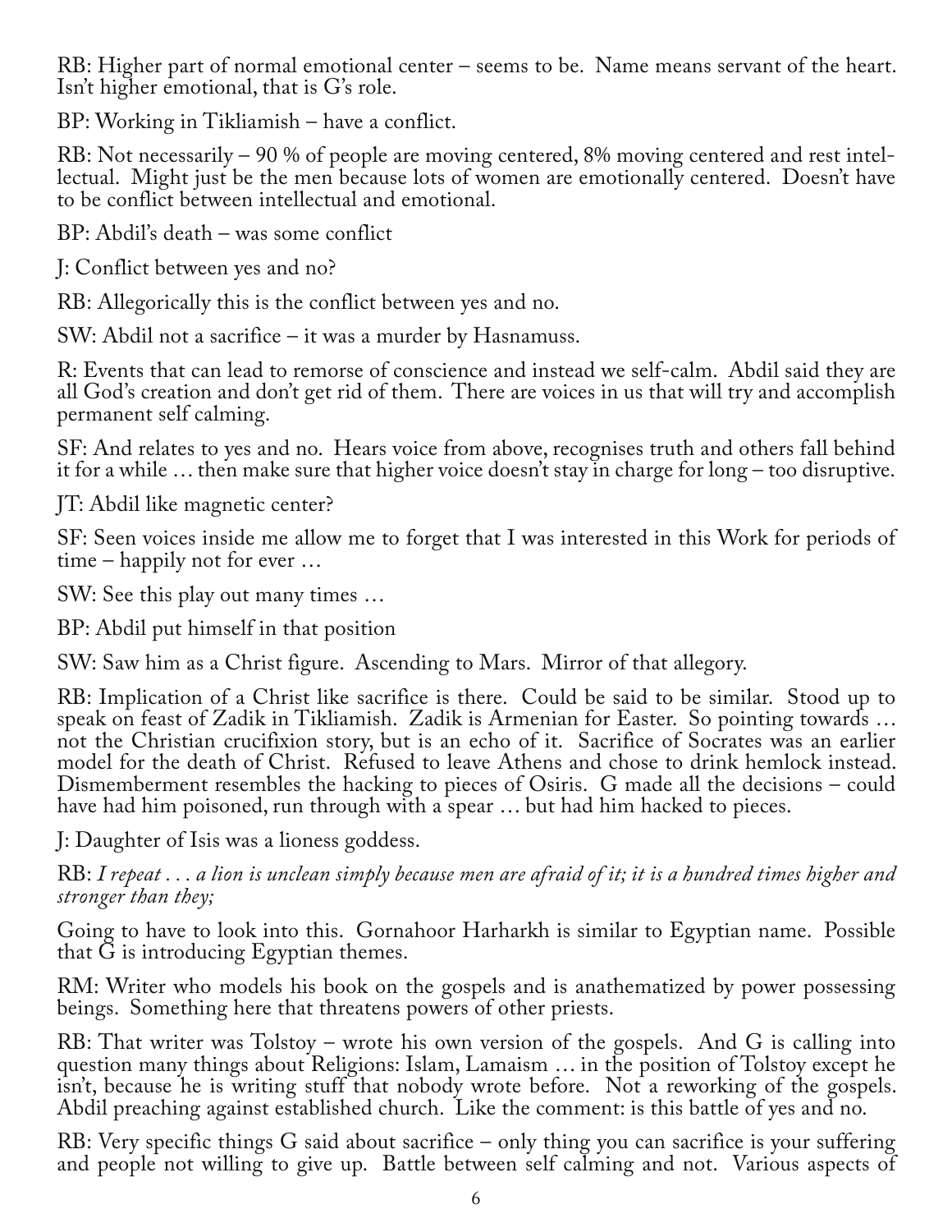RB: Higher part of normal emotional center – seems to be. Name means servant of the heart. Isn't higher emotional, that is G's role.

BP: Working in Tikliamish – have a conflict.

RB: Not necessarily – 90 % of people are moving centered, 8% moving centered and rest intellectual. Might just be the men because lots of women are emotionally centered. Doesn't have to be conflict between intellectual and emotional.

BP: Abdil's death – was some conflict

J: Conflict between yes and no?

RB: Allegorically this is the conflict between yes and no.

SW: Abdil not a sacrifice – it was a murder by Hasnamuss.

R: Events that can lead to remorse of conscience and instead we self-calm. Abdil said they are all God's creation and don't get rid of them. There are voices in us that will try and accomplish permanent self calming.

SF: And relates to yes and no. Hears voice from above, recognises truth and others fall behind it for a while … then make sure that higher voice doesn't stay in charge for long – too disruptive.

JT: Abdil like magnetic center?

SF: Seen voices inside me allow me to forget that I was interested in this Work for periods of time – happily not for ever …

SW: See this play out many times …

BP: Abdil put himself in that position

SW: Saw him as a Christ figure. Ascending to Mars. Mirror of that allegory.

RB: Implication of a Christ like sacrifice is there. Could be said to be similar. Stood up to speak on feast of Zadik in Tikliamish. Zadik is Armenian for Easter. So pointing towards … not the Christian crucifixion story, but is an echo of it. Sacrifice of Socrates was an earlier model for the death of Christ. Refused to leave Athens and chose to drink hemlock instead. Dismemberment resembles the hacking to pieces of Osiris. G made all the decisions – could have had him poisoned, run through with a spear … but had him hacked to pieces.

J: Daughter of Isis was a lioness goddess.

RB: *I repeat . . . a lion is unclean simply because men are afraid of it; it is a hundred times higher and stronger than they;*

Going to have to look into this. Gornahoor Harharkh is similar to Egyptian name. Possible that G is introducing Egyptian themes.

RM: Writer who models his book on the gospels and is anathematized by power possessing beings. Something here that threatens powers of other priests.

RB: That writer was Tolstoy – wrote his own version of the gospels. And G is calling into question many things about Religions: Islam, Lamaism … in the position of Tolstoy except he isn't, because he is writing stuff that nobody wrote before. Not a reworking of the gospels. Abdil preaching against established church. Like the comment: is this battle of yes and no.

RB: Very specific things G said about sacrifice – only thing you can sacrifice is your suffering and people not willing to give up. Battle between self calming and not. Various aspects of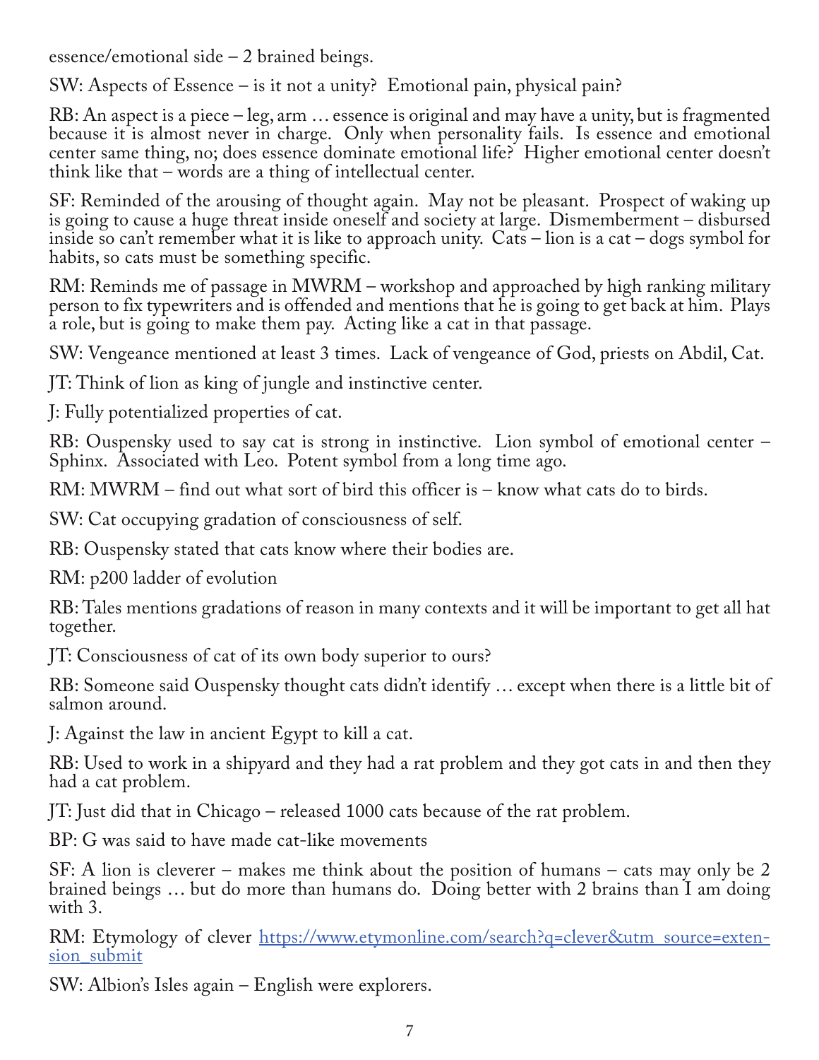essence/emotional side – 2 brained beings.

SW: Aspects of Essence – is it not a unity? Emotional pain, physical pain?

RB: An aspect is a piece – leg, arm … essence is original and may have a unity, but is fragmented because it is almost never in charge. Only when personality fails. Is essence and emotional center same thing, no; does essence dominate emotional life? Higher emotional center doesn't think like that – words are a thing of intellectual center.

SF: Reminded of the arousing of thought again. May not be pleasant. Prospect of waking up is going to cause a huge threat inside oneself and society at large. Dismemberment – disbursed inside so can't remember what it is like to approach unity. Cats – lion is a cat – dogs symbol for habits, so cats must be something specific.

RM: Reminds me of passage in MWRM – workshop and approached by high ranking military person to fix typewriters and is offended and mentions that he is going to get back at him. Plays a role, but is going to make them pay. Acting like a cat in that passage.

SW: Vengeance mentioned at least 3 times. Lack of vengeance of God, priests on Abdil, Cat.

JT: Think of lion as king of jungle and instinctive center.

J: Fully potentialized properties of cat.

RB: Ouspensky used to say cat is strong in instinctive. Lion symbol of emotional center – Sphinx. Associated with Leo. Potent symbol from a long time ago.

RM: MWRM – find out what sort of bird this officer is – know what cats do to birds.

SW: Cat occupying gradation of consciousness of self.

RB: Ouspensky stated that cats know where their bodies are.

RM: p200 ladder of evolution

RB: Tales mentions gradations of reason in many contexts and it will be important to get all hat together.

JT: Consciousness of cat of its own body superior to ours?

RB: Someone said Ouspensky thought cats didn't identify … except when there is a little bit of salmon around.

J: Against the law in ancient Egypt to kill a cat.

RB: Used to work in a shipyard and they had a rat problem and they got cats in and then they had a cat problem.

JT: Just did that in Chicago – released 1000 cats because of the rat problem.

BP: G was said to have made cat-like movements

SF: A lion is cleverer – makes me think about the position of humans – cats may only be 2 brained beings … but do more than humans do. Doing better with 2 brains than I am doing with 3.

RM: Etymology of clever [https://www.etymonline.com/search?q=clever&utm_source=extension_submit](https://www.etymonline.com/search?q=clever&utm_source=extension_submit)

SW: Albion's Isles again – English were explorers.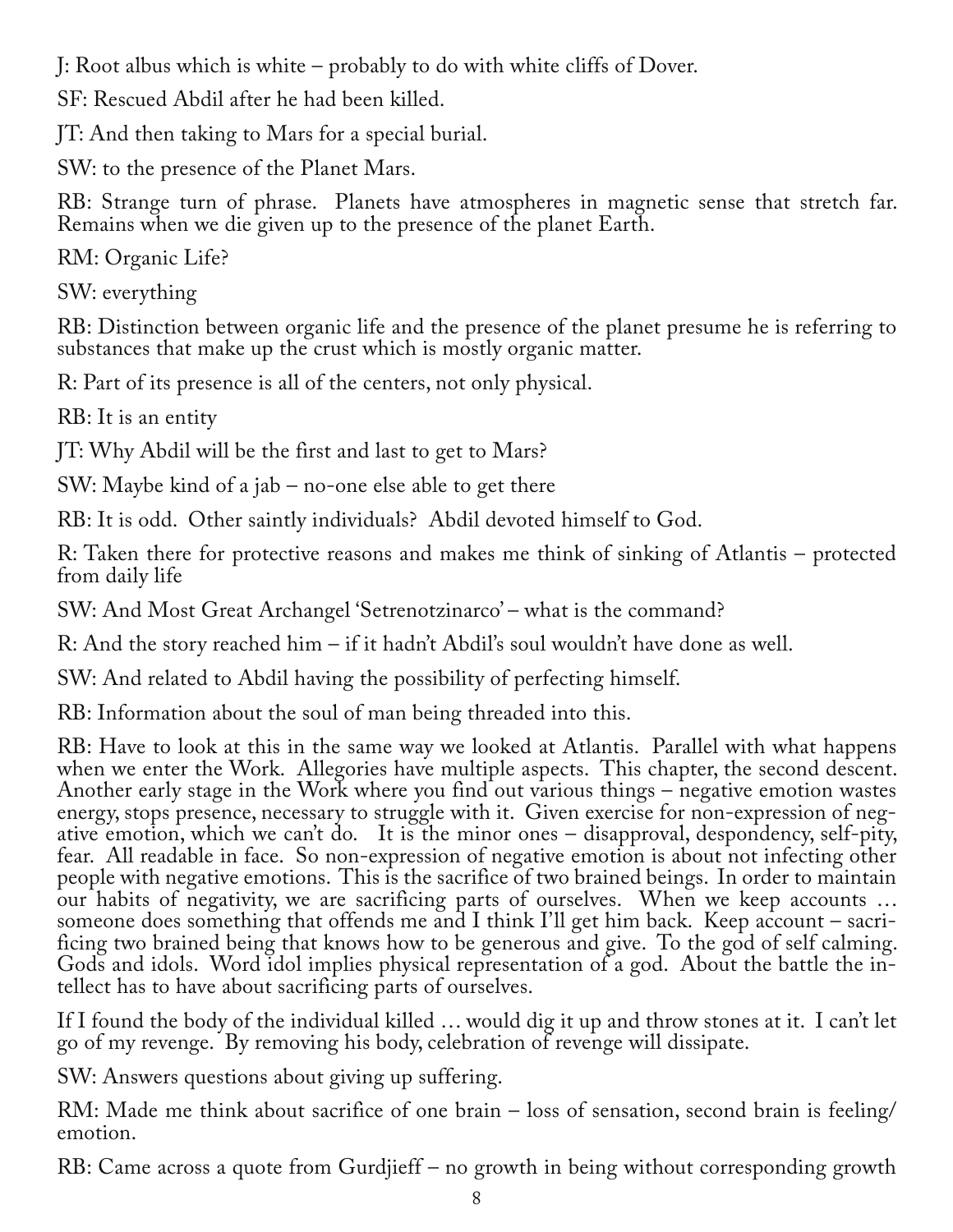J: Root albus which is white – probably to do with white cliffs of Dover.

SF: Rescued Abdil after he had been killed.

JT: And then taking to Mars for a special burial.

SW: to the presence of the Planet Mars.

RB: Strange turn of phrase. Planets have atmospheres in magnetic sense that stretch far. Remains when we die given up to the presence of the planet Earth.

RM: Organic Life?

SW: everything

RB: Distinction between organic life and the presence of the planet presume he is referring to substances that make up the crust which is mostly organic matter.

R: Part of its presence is all of the centers, not only physical.

RB: It is an entity

JT: Why Abdil will be the first and last to get to Mars?

SW: Maybe kind of a jab – no-one else able to get there

RB: It is odd. Other saintly individuals? Abdil devoted himself to God.

R: Taken there for protective reasons and makes me think of sinking of Atlantis – protected from daily life

SW: And Most Great Archangel 'Setrenotzinarco' – what is the command?

R: And the story reached him – if it hadn't Abdil's soul wouldn't have done as well.

SW: And related to Abdil having the possibility of perfecting himself.

RB: Information about the soul of man being threaded into this.

RB: Have to look at this in the same way we looked at Atlantis. Parallel with what happens when we enter the Work. Allegories have multiple aspects. This chapter, the second descent. Another early stage in the Work where you find out various things – negative emotion wastes energy, stops presence, necessary to struggle with it. Given exercise for non-expression of negative emotion, which we can't do. It is the minor ones – disapproval, despondency, self-pity, fear. All readable in face. So non-expression of negative emotion is about not infecting other people with negative emotions. This is the sacrifice of two brained beings. In order to maintain our habits of negativity, we are sacrificing parts of ourselves. When we keep accounts … someone does something that offends me and I think I'll get him back. Keep account – sacrificing two brained being that knows how to be generous and give. To the god of self calming. Gods and idols. Word idol implies physical representation of a god. About the battle the intellect has to have about sacrificing parts of ourselves.

If I found the body of the individual killed … would dig it up and throw stones at it. I can't let go of my revenge. By removing his body, celebration of revenge will dissipate.

SW: Answers questions about giving up suffering.

RM: Made me think about sacrifice of one brain – loss of sensation, second brain is feeling/emotion.

RB: Came across a quote from Gurdjieff – no growth in being without corresponding growth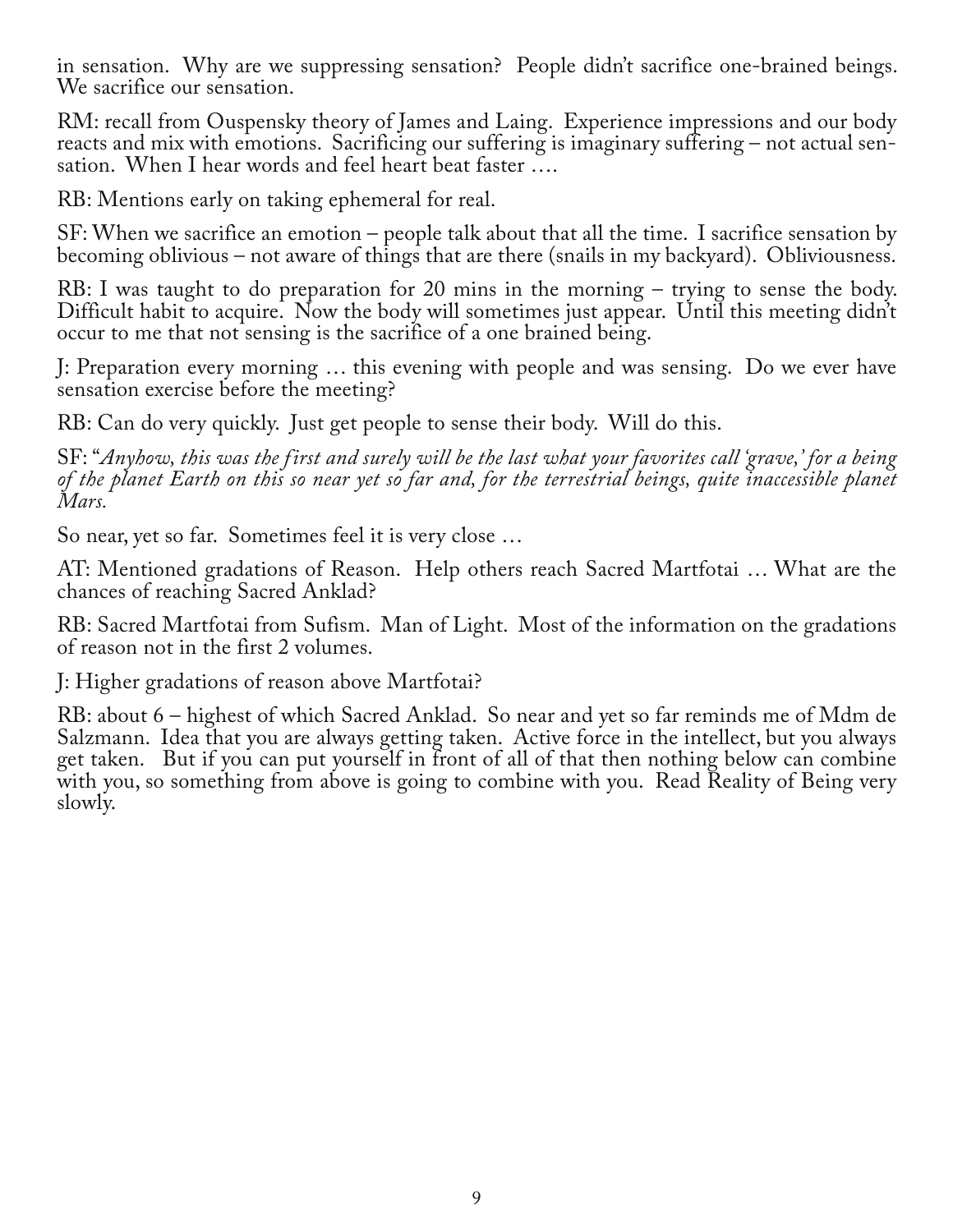in sensation. Why are we suppressing sensation? People didn't sacrifice one-brained beings. We sacrifice our sensation.

RM: recall from Ouspensky theory of James and Laing. Experience impressions and our body reacts and mix with emotions. Sacrificing our suffering is imaginary suffering – not actual sensation. When I hear words and feel heart beat faster ….

RB: Mentions early on taking ephemeral for real.

SF: When we sacrifice an emotion – people talk about that all the time. I sacrifice sensation by becoming oblivious – not aware of things that are there (snails in my backyard). Obliviousness.

RB: I was taught to do preparation for 20 mins in the morning – trying to sense the body. Difficult habit to acquire. Now the body will sometimes just appear. Until this meeting didn't occur to me that not sensing is the sacrifice of a one brained being.

J: Preparation every morning … this evening with people and was sensing. Do we ever have sensation exercise before the meeting?

RB: Can do very quickly. Just get people to sense their body. Will do this.

SF: "*Anyhow, this was the first and surely will be the last what your favorites call 'grave,' for a being of the planet Earth on this so near yet so far and, for the terrestrial beings, quite inaccessible planet Mars.*

So near, yet so far. Sometimes feel it is very close …

AT: Mentioned gradations of Reason. Help others reach Sacred Martfotai … What are the chances of reaching Sacred Anklad?

RB: Sacred Martfotai from Sufism. Man of Light. Most of the information on the gradations of reason not in the first 2 volumes.

J: Higher gradations of reason above Martfotai?

RB: about 6 – highest of which Sacred Anklad. So near and yet so far reminds me of Mdm de Salzmann. Idea that you are always getting taken. Active force in the intellect, but you always get taken. But if you can put yourself in front of all of that then nothing below can combine with you, so something from above is going to combine with you. Read Reality of Being very slowly.